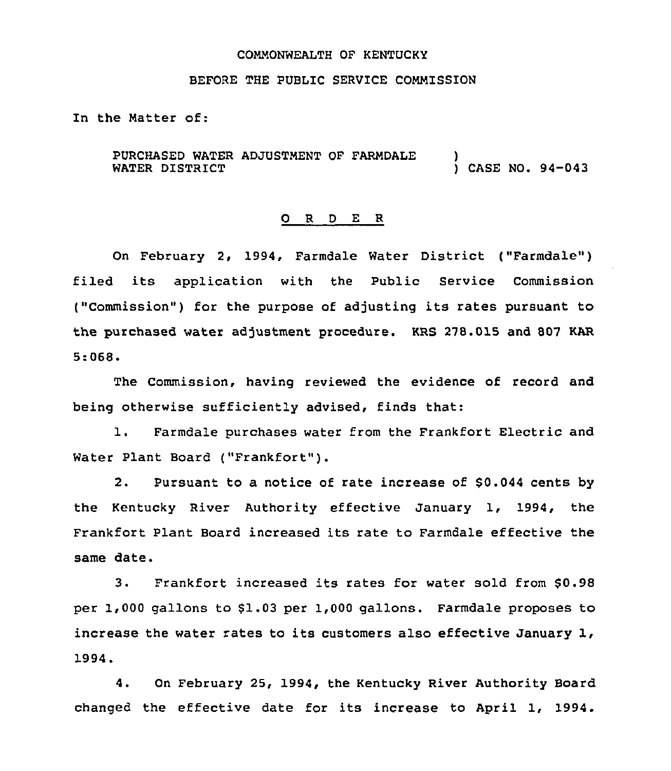COMMONWEALTH OF KENTUCKY

BEFORE THE PUBLIC SERVICE COMMISSION

In the Matter of:

PURCHASED WATER ADJUSTMENT OF FARMDALE WATER DISTRICT ) CASE NO. 94-043

## O R D E R

On February 2, 1994, Farmdale Water District ("Farmdale") filed its application with the Public Service Commission ("Commission") for the purpose of adjusting its rates pursuant to the purchased water adjustment procedure. KRS 278.015 and 807 KAR 5:068.

The Commission, having reviewed the evidence of record and being otherwise sufficiently advised, finds that:

1. Farmdale purchases water from the Frankfort Electric and Water Plant Board ("Frankfort").

2. Pursuant to a notice of rate increase of $0.044 cents by the Kentucky River Authority effective January 1, 1994, the Frankfort Plant Board increased its rate to Farmdale effective the same date.

3. Frankfort increased its rates for water sold from $0.98 per 1,000 gallons to $1.03 per 1,000 gallons. Farmdale proposes to increase the water rates to its customers also effective January 1, 1994.

4. On February 25, 1994, the Kentucky River Authority Board changed the effective date for its increase to April 1, 1994.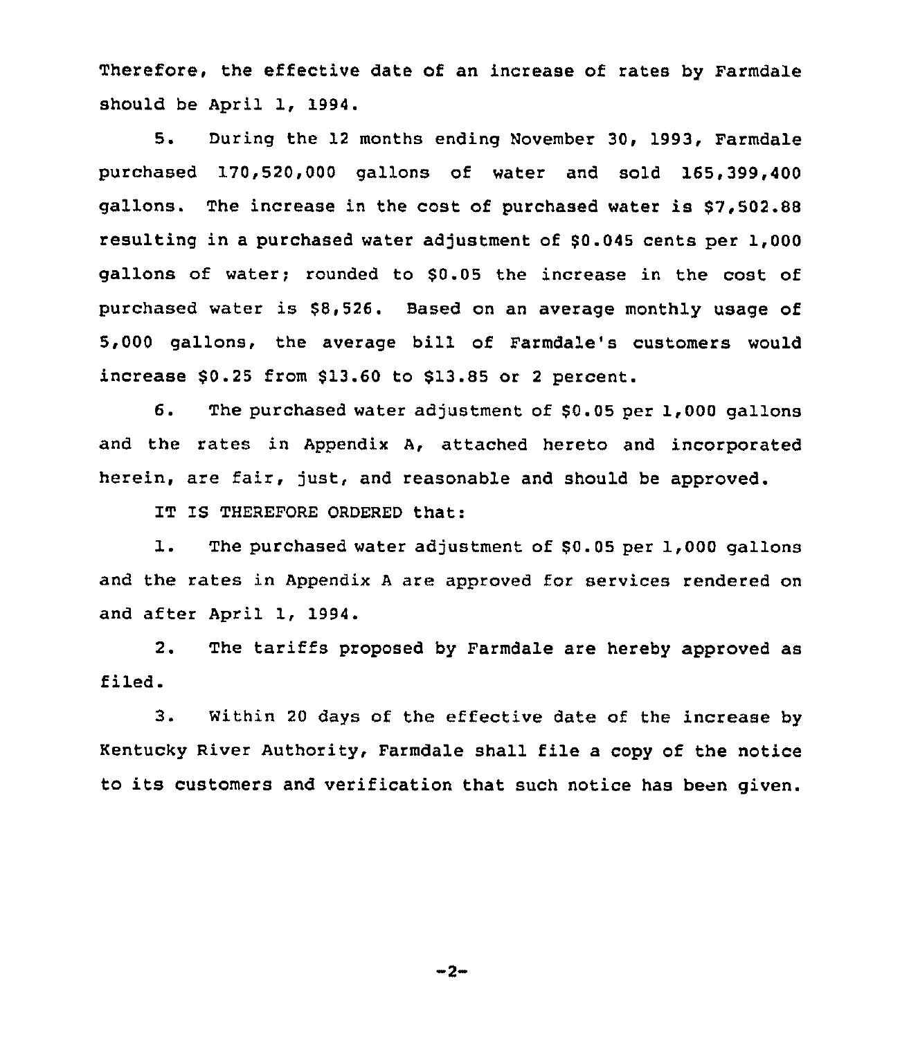Therefore, the effective date of an increase of rates by Farmdale should be April 1, 1994.

5. During the 12 months ending November 30, 1993, Farmdale purchased 170,520,000 gallons of water and sold 165,399,400 gallons. The increase in the cost of purchased water is $7,502.88 resulting in a purchased water adjustment of $0.045 cents per 1,000 gallons of water; rounded to $0.05 the increase in the cost of purchased water is $8,526. Based on an average monthly usage of 5,000 gallons, the average bill of Farmdale's customers would increase $0.25 from $13.60 to $13.85 or 2 percent.

6. The purchased water adjustment of $0.05 per 1,000 gallons and the rates in Appendix A, attached hereto and incorporated herein, are fair, just, and reasonable and should be approved.

IT IS THEREFORE ORDERED that:

1. The purchased water adjustment of $0.05 per 1,000 gallons and the rates in Appendix A are approved for services rendered on and after April 1, 1994.

2. The tariffs proposed by Farmdale are hereby approved as filed.

3. Within 20 days of the effective date of the increase by Kentucky River Authority, Farmdale shall file a copy of the notice to its customers and verification that such notice has been given.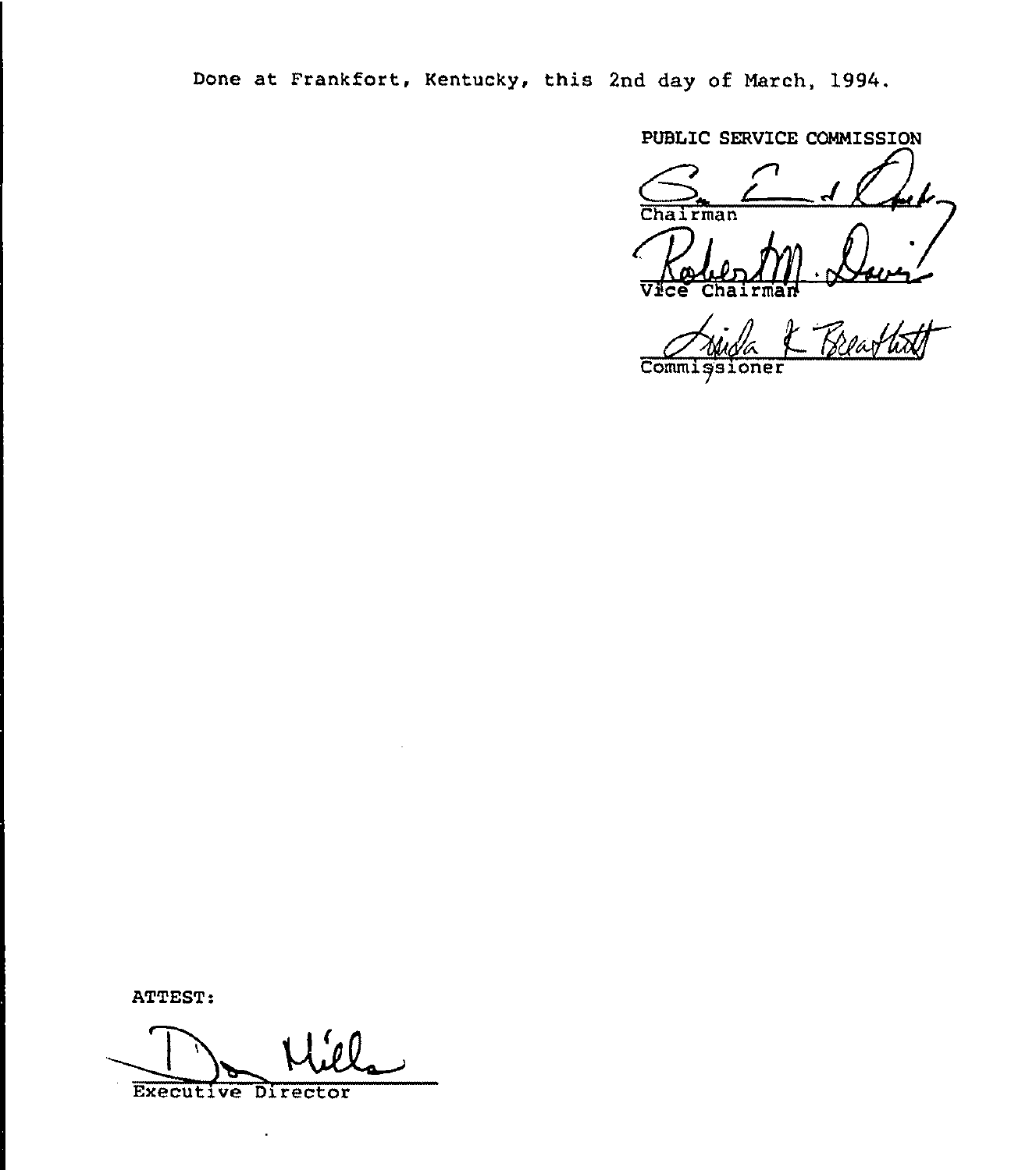Done at Frankfort, Kentucky, this 2nd day of March, 1994.

PUBLIC SERVICE COMMISSION

Chairman

Vice Chairman

Commissioner

ATTEST:

Executive Director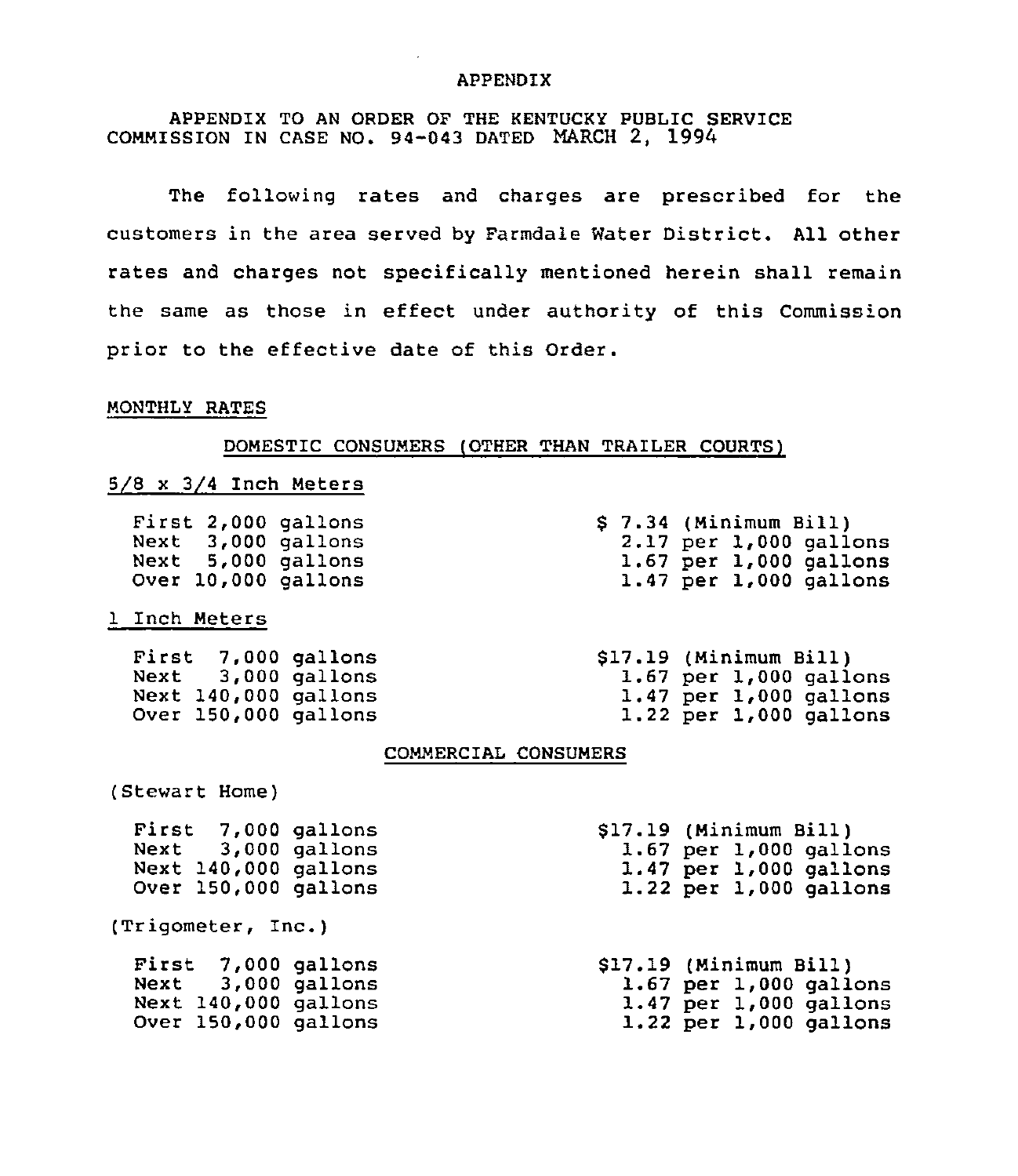# APPENDIX

APPENDIX TO AN ORDER OF THE KENTUCKY PUBLIC SERVICE COMMISSION IN CASE NO. 94-043 DATED MARCH 2, 1994

The following rates and charges are prescribed for the customers in the area served by Farmdale Water District. All other rates and charges not specifically mentioned herein shall remain the same as those in effect under authority of this Commission prior to the effective date of this Order.

MONTHLY RATES

DOMESTIC CONSUMERS (OTHER THAN TRAILER COURTS)

5/8 x 3/4 Inch Meters

| | |
|---|---|
| First 2,000 gallons | $ 7.34 (Minimum Bill) |
| Next 3,000 gallons | 2.17 per 1,000 gallons |
| Next 5,000 gallons | 1.67 per 1,000 gallons |
| Over 10,000 gallons | 1.47 per 1,000 gallons |

1 Inch Meters

| | |
|---|---|
| First 7,000 gallons | $17.19 (Minimum Bill) |
| Next 3,000 gallons | 1.67 per 1,000 gallons |
| Next 140,000 gallons | 1.47 per 1,000 gallons |
| Over 150,000 gallons | 1.22 per 1,000 gallons |

COMMERCIAL CONSUMERS

(Stewart Home)

| | |
|---|---|
| First 7,000 gallons | $17.19 (Minimum Bill) |
| Next 3,000 gallons | 1.67 per 1,000 gallons |
| Next 140,000 gallons | 1.47 per 1,000 gallons |
| Over 150,000 gallons | 1.22 per 1,000 gallons |

(Trigometer, Inc.)

| | |
|---|---|
| First 7,000 gallons | $17.19 (Minimum Bill) |
| Next 3,000 gallons | 1.67 per 1,000 gallons |
| Next 140,000 gallons | 1.47 per 1,000 gallons |
| Over 150,000 gallons | 1.22 per 1,000 gallons |